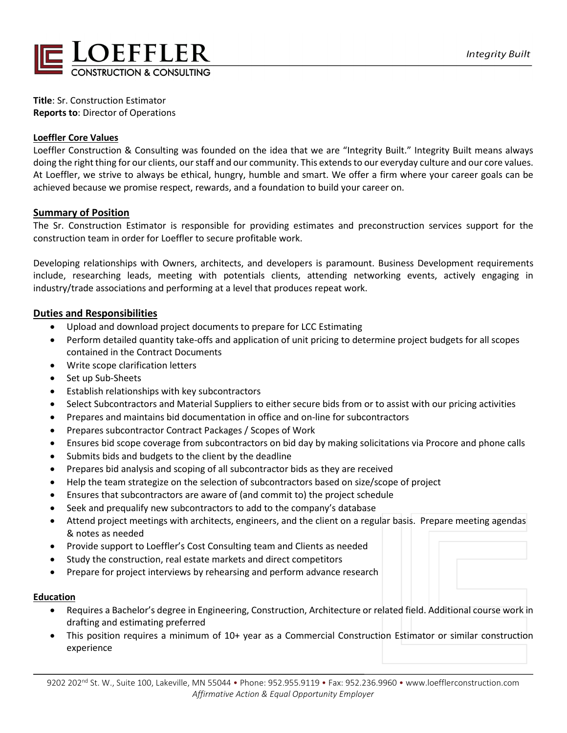**Title**: Sr. Construction Estimator
**Reports to**: Director of Operations

## Loeffler Core Values

Loeffler Construction & Consulting was founded on the idea that we are "Integrity Built." Integrity Built means always doing the right thing for our clients, our staff and our community. This extends to our everyday culture and our core values. At Loeffler, we strive to always be ethical, hungry, humble and smart. We offer a firm where your career goals can be achieved because we promise respect, rewards, and a foundation to build your career on.

## Summary of Position

The Sr. Construction Estimator is responsible for providing estimates and preconstruction services support for the construction team in order for Loeffler to secure profitable work.

Developing relationships with Owners, architects, and developers is paramount. Business Development requirements include, researching leads, meeting with potentials clients, attending networking events, actively engaging in industry/trade associations and performing at a level that produces repeat work.

## Duties and Responsibilities

- Upload and download project documents to prepare for LCC Estimating
- Perform detailed quantity take-offs and application of unit pricing to determine project budgets for all scopes contained in the Contract Documents
- Write scope clarification letters
- Set up Sub-Sheets
- Establish relationships with key subcontractors
- Select Subcontractors and Material Suppliers to either secure bids from or to assist with our pricing activities
- Prepares and maintains bid documentation in office and on-line for subcontractors
- Prepares subcontractor Contract Packages / Scopes of Work
- Ensures bid scope coverage from subcontractors on bid day by making solicitations via Procore and phone calls
- Submits bids and budgets to the client by the deadline
- Prepares bid analysis and scoping of all subcontractor bids as they are received
- Help the team strategize on the selection of subcontractors based on size/scope of project
- Ensures that subcontractors are aware of (and commit to) the project schedule
- Seek and prequalify new subcontractors to add to the company's database
- Attend project meetings with architects, engineers, and the client on a regular basis. Prepare meeting agendas & notes as needed
- Provide support to Loeffler's Cost Consulting team and Clients as needed
- Study the construction, real estate markets and direct competitors
- Prepare for project interviews by rehearsing and perform advance research

## Education

- Requires a Bachelor's degree in Engineering, Construction, Architecture or related field. Additional course work in drafting and estimating preferred
- This position requires a minimum of 10+ year as a Commercial Construction Estimator or similar construction experience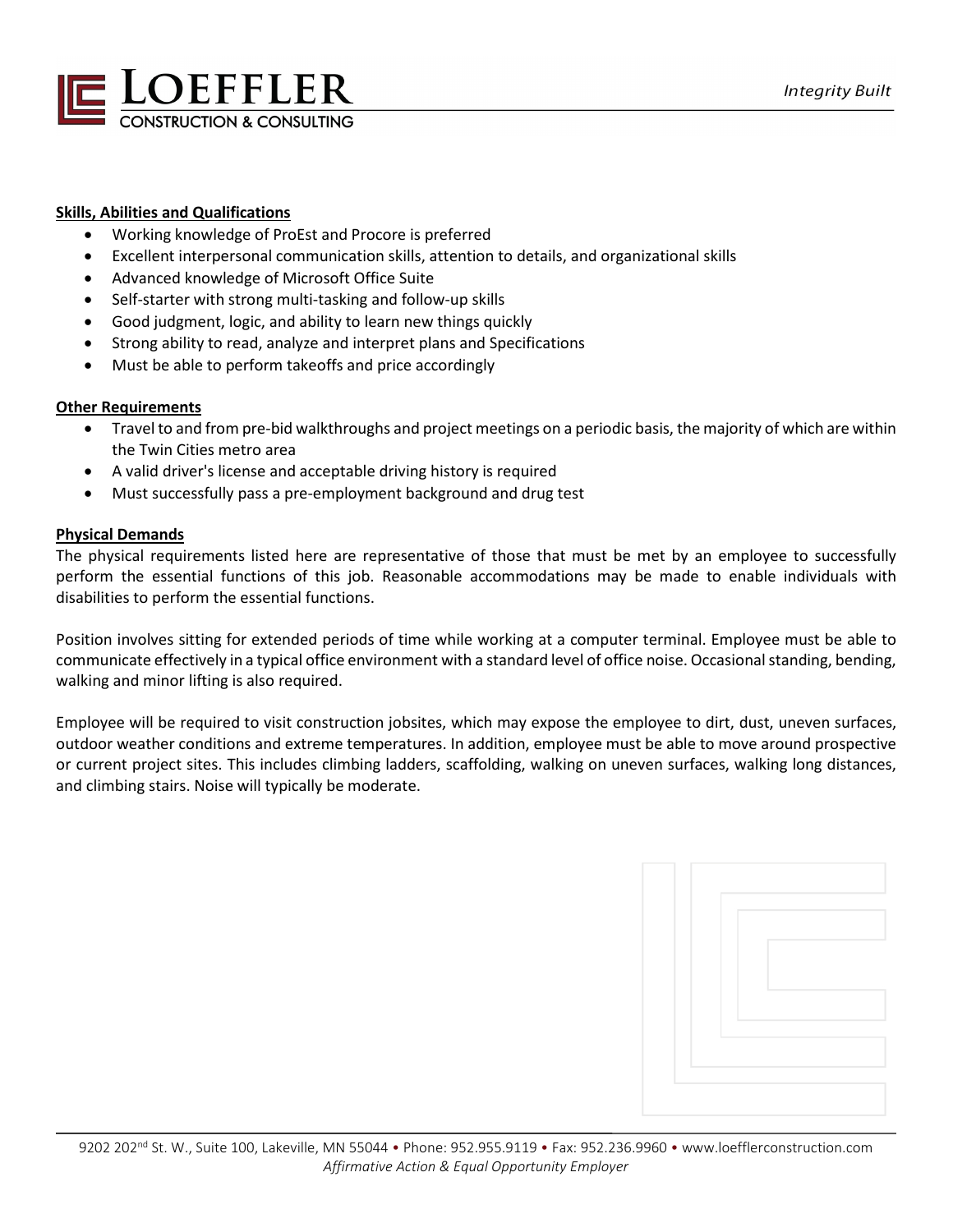**Skills, Abilities and Qualifications**

- Working knowledge of ProEst and Procore is preferred
- Excellent interpersonal communication skills, attention to details, and organizational skills
- Advanced knowledge of Microsoft Office Suite
- Self-starter with strong multi-tasking and follow-up skills
- Good judgment, logic, and ability to learn new things quickly
- Strong ability to read, analyze and interpret plans and Specifications
- Must be able to perform takeoffs and price accordingly

**Other Requirements**

- Travel to and from pre-bid walkthroughs and project meetings on a periodic basis, the majority of which are within the Twin Cities metro area
- A valid driver's license and acceptable driving history is required
- Must successfully pass a pre-employment background and drug test

**Physical Demands**

The physical requirements listed here are representative of those that must be met by an employee to successfully perform the essential functions of this job. Reasonable accommodations may be made to enable individuals with disabilities to perform the essential functions.

Position involves sitting for extended periods of time while working at a computer terminal. Employee must be able to communicate effectively in a typical office environment with a standard level of office noise. Occasional standing, bending, walking and minor lifting is also required.

Employee will be required to visit construction jobsites, which may expose the employee to dirt, dust, uneven surfaces, outdoor weather conditions and extreme temperatures. In addition, employee must be able to move around prospective or current project sites. This includes climbing ladders, scaffolding, walking on uneven surfaces, walking long distances, and climbing stairs. Noise will typically be moderate.